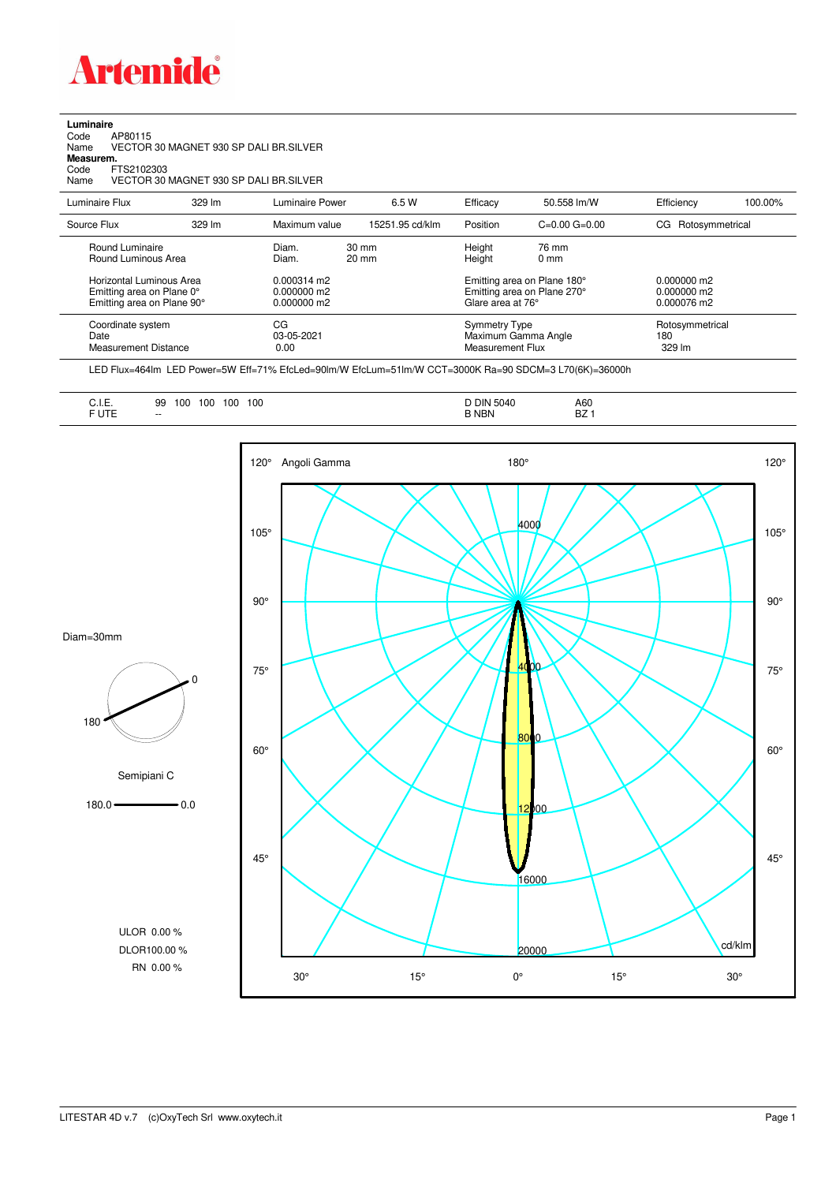**Luminaire**

Code AP80115

Name VECTOR 30 MAGNET 930 SP DALI BR.SILVER

**Measurem.**

Code FTS2102303

Name VECTOR 30 MAGNET 930 SP DALI BR.SILVER

| Luminaire Flux | 329 lm | Luminaire Power | 6.5 W | Efficacy | 50.558 lm/W | Efficiency | 100.00% |
|---|---|---|---|---|---|---|---|
| Source Flux | 329 lm | Maximum value | 15251.95 cd/klm | Position | C=0.00 G=0.00 | CG | Rotosymmetrical |

| | | | | |
|---|---|---|---|---|
| Round Luminaire | Diam. 30 mm | Height 76 mm | |
| Round Luminous Area | Diam. 20 mm | Height 0 mm | |
| Horizontal Luminous Area | 0.000314 m2 | Emitting area on Plane 180° | 0.000000 m2 |
| Emitting area on Plane 0° | 0.000000 m2 | Emitting area on Plane 270° | 0.000000 m2 |
| Emitting area on Plane 90° | 0.000000 m2 | Glare area at 76° | 0.000076 m2 |
| Coordinate system | CG | Symmetry Type | Rotosymmetrical |
| Date | 03-05-2021 | Maximum Gamma Angle | 180 |
| Measurement Distance | 0.00 | Measurement Flux | 329 lm |

LED Flux=464lm LED Power=5W Eff=71% EfcLed=90lm/W EfcLum=51lm/W CCT=3000K Ra=90 SDCM=3 L70(6K)=36000h

| | | | |
|---|---|---|---|
| C.I.E. | 99 100 100 100 100 | D DIN 5040 | A60 |
| F UTE | -- | B NBN | BZ 1 |

Diam=30mm

Semipiani C

180.0 — 0.0

ULOR 0.00 %

DLOR 100.00 %

RN 0.00 %

Angoli Gamma — cd/klm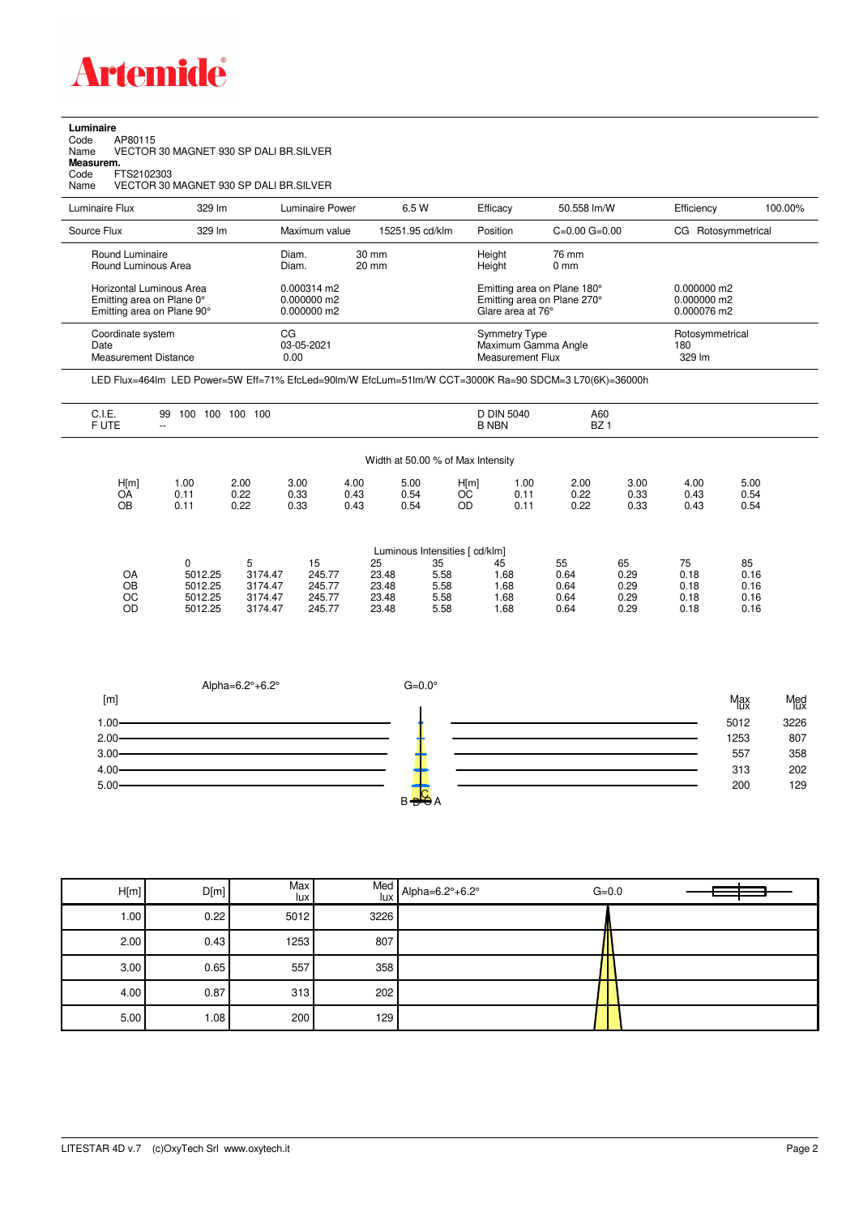Artemide

**Luminaire**
Code AP80115
Name VECTOR 30 MAGNET 930 SP DALI BR.SILVER
**Measurem.**
Code FTS2102303
Name VECTOR 30 MAGNET 930 SP DALI BR.SILVER

| | | | | | | | |
|---|---|---|---|---|---|---|---|
| Luminaire Flux | 329 lm | Luminaire Power | 6.5 W | Efficacy | 50.558 lm/W | Efficiency | 100.00% |
| Source Flux | 329 lm | Maximum value | 15251.95 cd/klm | Position | C=0.00 G=0.00 | CG Rotosymmetrical | |

| | | | | | |
|---|---|---|---|---|---|
| Round Luminaire | Diam. | 30 mm | Height | 76 mm | |
| Round Luminous Area | Diam. | 20 mm | Height | 0 mm | |
| Horizontal Luminous Area | 0.000314 m2 | | Emitting area on Plane 180° | | 0.000000 m2 |
| Emitting area on Plane 0° | 0.000000 m2 | | Emitting area on Plane 270° | | 0.000000 m2 |
| Emitting area on Plane 90° | 0.000000 m2 | | Glare area at 76° | | 0.000076 m2 |

| | | | |
|---|---|---|---|
| Coordinate system | CG | Symmetry Type | Rotosymmetrical |
| Date | 03-05-2021 | Maximum Gamma Angle | 180 |
| Measurement Distance | 0.00 | Measurement Flux | 329 lm |

LED Flux=464lm LED Power=5W Eff=71% EfcLed=90lm/W EfcLum=51lm/W CCT=3000K Ra=90 SDCM=3 L70(6K)=36000h

| | | | |
|---|---|---|---|
| C.I.E. | 99 100 100 100 100 | D DIN 5040 | A60 |
| F UTE | -- | B NBN | BZ 1 |

Width at 50.00 % of Max Intensity

| H[m] | 1.00 | 2.00 | 3.00 | 4.00 | 5.00 | H[m] | 1.00 | 2.00 | 3.00 | 4.00 | 5.00 |
|---|---|---|---|---|---|---|---|---|---|---|---|
| OA | 0.11 | 0.22 | 0.33 | 0.43 | 0.54 | OC | 0.11 | 0.22 | 0.33 | 0.43 | 0.54 |
| OB | 0.11 | 0.22 | 0.33 | 0.43 | 0.54 | OD | 0.11 | 0.22 | 0.33 | 0.43 | 0.54 |

Luminous Intensities [ cd/klm]

| | 0 | 5 | 15 | 25 | 35 | 45 | 55 | 65 | 75 | 85 |
|---|---|---|---|---|---|---|---|---|---|---|
| OA | 5012.25 | 3174.47 | 245.77 | 23.48 | 5.58 | 1.68 | 0.64 | 0.29 | 0.18 | 0.16 |
| OB | 5012.25 | 3174.47 | 245.77 | 23.48 | 5.58 | 1.68 | 0.64 | 0.29 | 0.18 | 0.16 |
| OC | 5012.25 | 3174.47 | 245.77 | 23.48 | 5.58 | 1.68 | 0.64 | 0.29 | 0.18 | 0.16 |
| OD | 5012.25 | 3174.47 | 245.77 | 23.48 | 5.58 | 1.68 | 0.64 | 0.29 | 0.18 | 0.16 |

Alpha=6.2°+6.2°
G=0.0°
[m]
1.00
2.00
3.00
4.00
5.00
B D C A
Max lux
5012
1253
557
313
200
Med lux
3226
807
358
202
129

| H[m] | D[m] | Max lux | Med lux | Alpha=6.2°+6.2° G=0.0 |
|---|---|---|---|---|
| 1.00 | 0.22 | 5012 | 3226 | |
| 2.00 | 0.43 | 1253 | 807 | |
| 3.00 | 0.65 | 557 | 358 | |
| 4.00 | 0.87 | 313 | 202 | |
| 5.00 | 1.08 | 200 | 129 | |

LITESTAR 4D v.7 (c)OxyTech Srl www.oxytech.it